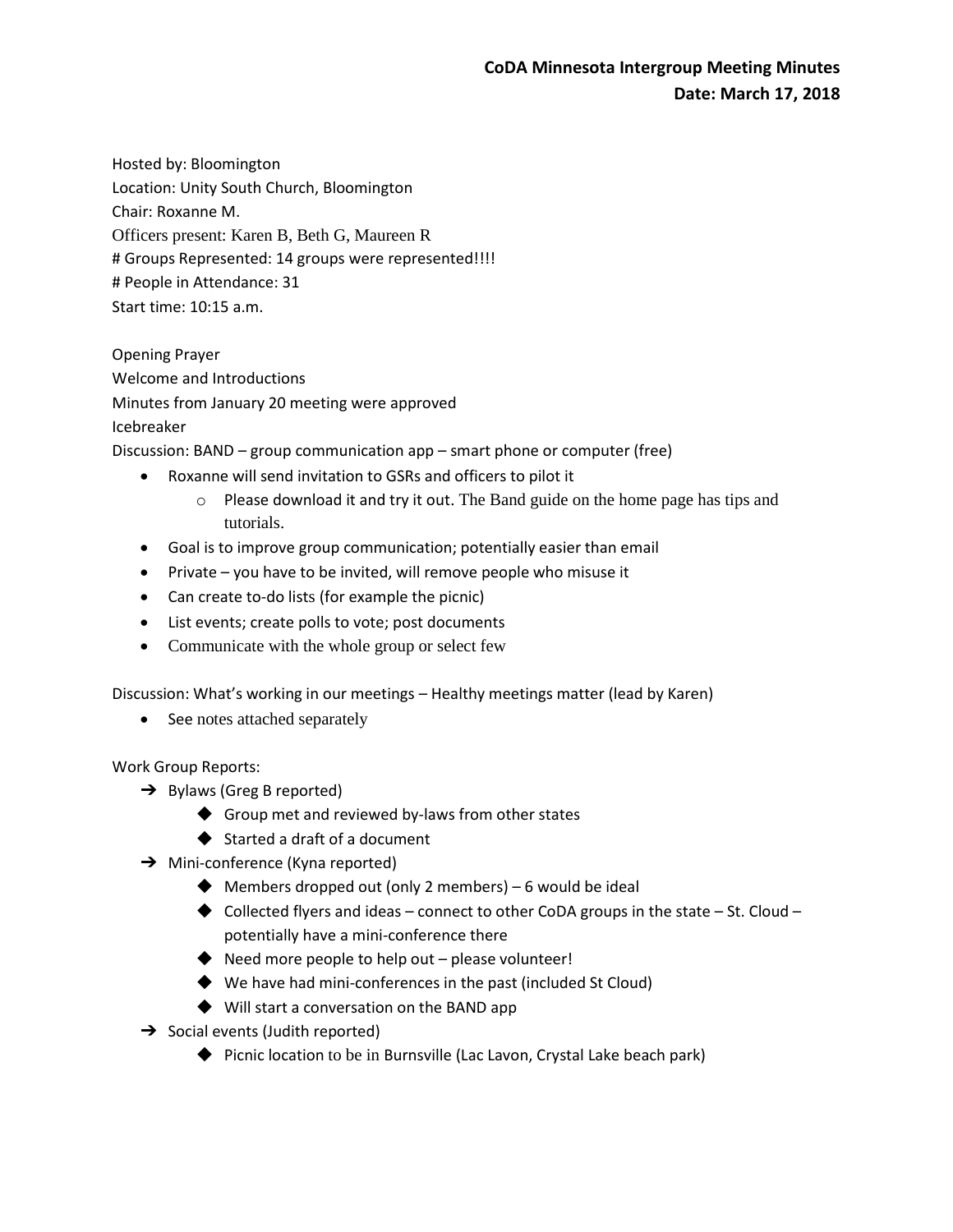**CoDA Minnesota Intergroup Meeting Minutes**
**Date: March 17, 2018**

Hosted by: Bloomington
Location: Unity South Church, Bloomington
Chair: Roxanne M.
Officers present: Karen B, Beth G, Maureen R
# Groups Represented: 14 groups were represented!!!!
# People in Attendance: 31
Start time: 10:15 a.m.

Opening Prayer
Welcome and Introductions
Minutes from January 20 meeting were approved
Icebreaker
Discussion: BAND – group communication app – smart phone or computer (free)

- Roxanne will send invitation to GSRs and officers to pilot it
    - Please download it and try it out. The Band guide on the home page has tips and tutorials.
- Goal is to improve group communication; potentially easier than email
- Private – you have to be invited, will remove people who misuse it
- Can create to-do lists (for example the picnic)
- List events; create polls to vote; post documents
- Communicate with the whole group or select few

Discussion: What's working in our meetings – Healthy meetings matter (lead by Karen)

- See notes attached separately

Work Group Reports:

- Bylaws (Greg B reported)
    - Group met and reviewed by-laws from other states
    - Started a draft of a document
- Mini-conference (Kyna reported)
    - Members dropped out (only 2 members) – 6 would be ideal
    - Collected flyers and ideas – connect to other CoDA groups in the state – St. Cloud – potentially have a mini-conference there
    - Need more people to help out – please volunteer!
    - We have had mini-conferences in the past (included St Cloud)
    - Will start a conversation on the BAND app
- Social events (Judith reported)
    - Picnic location to be in Burnsville (Lac Lavon, Crystal Lake beach park)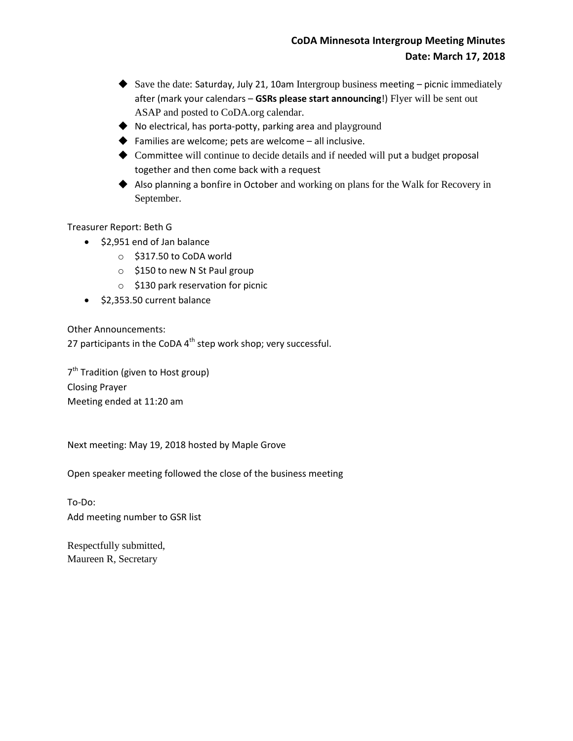- Save the date: Saturday, July 21, 10am Intergroup business meeting – picnic immediately after (mark your calendars – **GSRs please start announcing**!) Flyer will be sent out ASAP and posted to CoDA.org calendar.
- No electrical, has porta-potty, parking area and playground
- Families are welcome; pets are welcome – all inclusive.
- Committee will continue to decide details and if needed will put a budget proposal together and then come back with a request
- Also planning a bonfire in October and working on plans for the Walk for Recovery in September.

Treasurer Report: Beth G

- $2,951 end of Jan balance
  - $317.50 to CoDA world
  - $150 to new N St Paul group
  - $130 park reservation for picnic
- $2,353.50 current balance

Other Announcements:
27 participants in the CoDA 4th step work shop; very successful.

7th Tradition (given to Host group)
Closing Prayer
Meeting ended at 11:20 am

Next meeting: May 19, 2018 hosted by Maple Grove

Open speaker meeting followed the close of the business meeting

To-Do:
Add meeting number to GSR list

Respectfully submitted,
Maureen R, Secretary